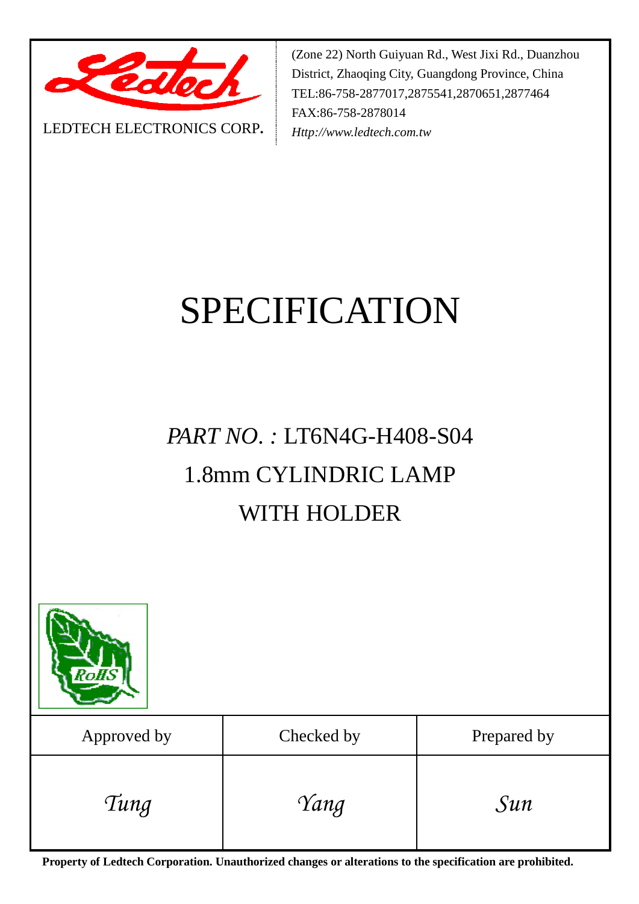LEDTECH ELECTRONICS CORP.

(Zone 22) North Guiyuan Rd., West Jixi Rd., Duanzhou District, Zhaoqing City, Guangdong Province, China
TEL:86-758-2877017,2875541,2870651,2877464
FAX:86-758-2878014
*Http://www.ledtech.com.tw*

# SPECIFICATION

## *PART NO. :* LT6N4G-H408-S04

## 1.8mm CYLINDRIC LAMP WITH HOLDER

| Approved by | Checked by | Prepared by |
|---|---|---|
| *Tung* | *Yang* | *Sun* |

**Property of Ledtech Corporation. Unauthorized changes or alterations to the specification are prohibited.**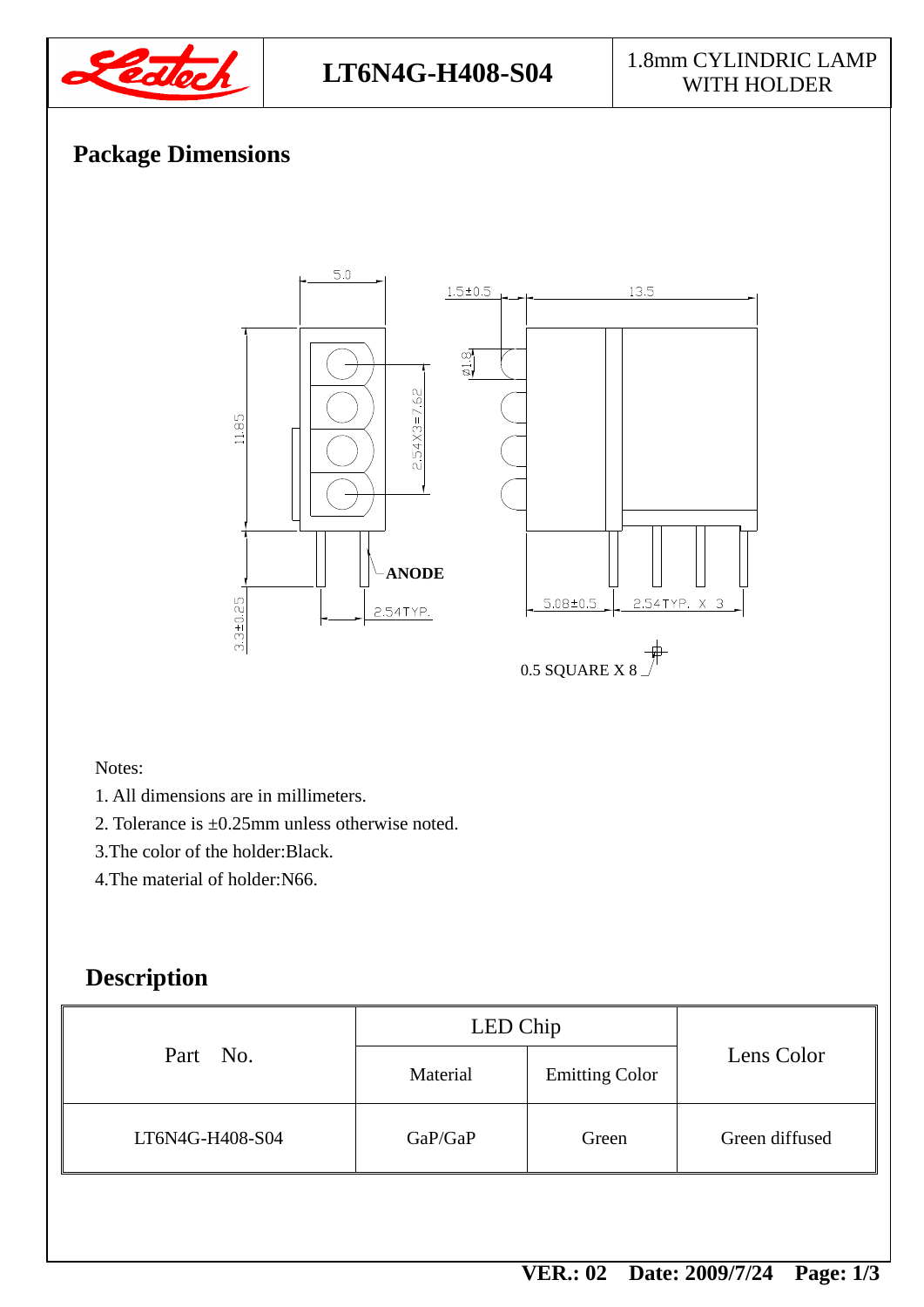| Ledtech | LT6N4G-H408-S04 | 1.8mm CYLINDRIC LAMP WITH HOLDER |
|---|---|---|

## Package Dimensions

Notes:

1. All dimensions are in millimeters.
2. Tolerance is ±0.25mm unless otherwise noted.
3. The color of the holder:Black.
4. The material of holder:N66.

## Description

| Part No. | LED Chip | | Lens Color |
|---|---|---|---|
| | Material | Emitting Color | |
| LT6N4G-H408-S04 | GaP/GaP | Green | Green diffused |

VER.: 02 Date: 2009/7/24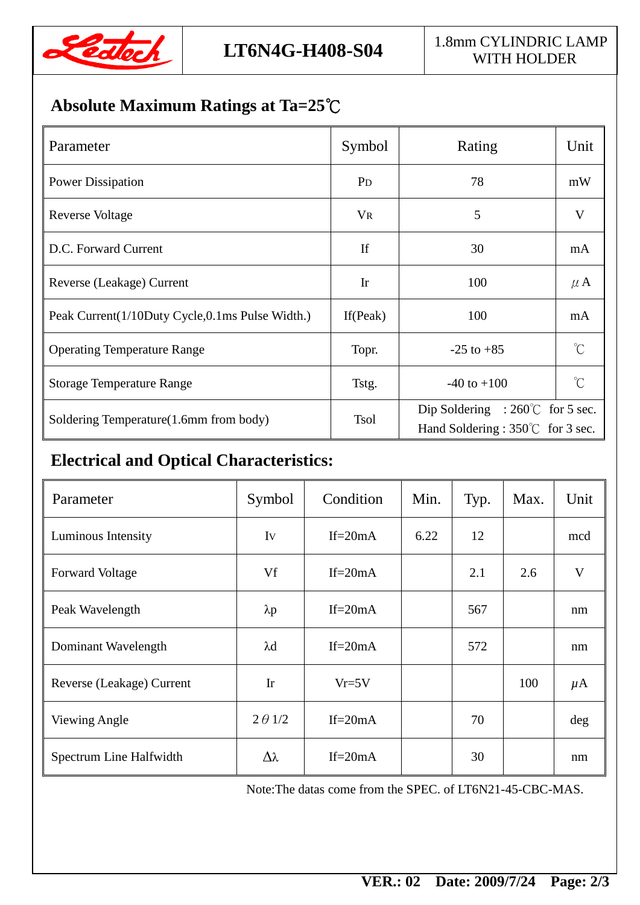# LT6N4G-H408-S04

1.8mm CYLINDRIC LAMP WITH HOLDER

## Absolute Maximum Ratings at Ta=25℃

| Parameter | Symbol | Rating | Unit |
|---|---|---|---|
| Power Dissipation | $P_D$ | 78 | mW |
| Reverse Voltage | $V_R$ | 5 | V |
| D.C. Forward Current | If | 30 | mA |
| Reverse (Leakage) Current | Ir | 100 | μA |
| Peak Current(1/10Duty Cycle,0.1ms Pulse Width.) | If(Peak) | 100 | mA |
| Operating Temperature Range | Topr. | -25 to +85 | ℃ |
| Storage Temperature Range | Tstg. | -40 to +100 | ℃ |
| Soldering Temperature(1.6mm from body) | Tsol | Dip Soldering : 260℃ for 5 sec.<br>Hand Soldering : 350℃ for 3 sec. | |

## Electrical and Optical Characteristics:

| Parameter | Symbol | Condition | Min. | Typ. | Max. | Unit |
|---|---|---|---|---|---|---|
| Luminous Intensity | Iv | If=20mA | 6.22 | 12 | | mcd |
| Forward Voltage | Vf | If=20mA | | 2.1 | 2.6 | V |
| Peak Wavelength | λp | If=20mA | | 567 | | nm |
| Dominant Wavelength | λd | If=20mA | | 572 | | nm |
| Reverse (Leakage) Current | Ir | Vr=5V | | | 100 | μA |
| Viewing Angle | 2θ1/2 | If=20mA | | 70 | | deg |
| Spectrum Line Halfwidth | Δλ | If=20mA | | 30 | | nm |

Note:The datas come from the SPEC. of LT6N21-45-CBC-MAS.

VER.: 02 Date: 2009/7/24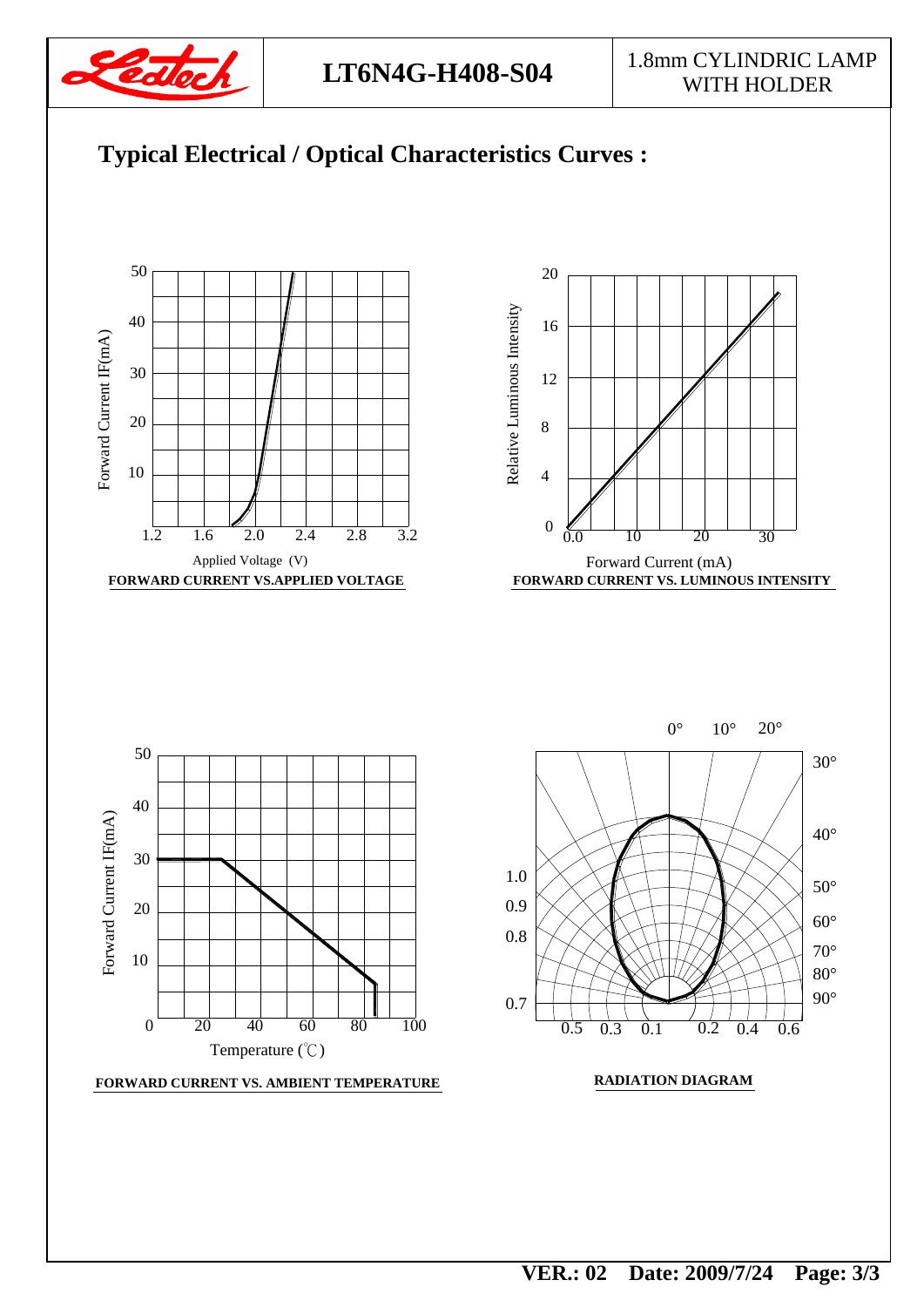## Typical Electrical / Optical Characteristics Curves :

50
40
30
20
10
Forward Current IF(mA)
1.2 1.6 2.0 2.4 2.8 3.2
Applied Voltage (V)

**FORWARD CURRENT VS.APPLIED VOLTAGE**

20
16
12
8
4
0
Relative Luminous Intensity
0.0 10 20 30
Forward Current (mA)

**FORWARD CURRENT VS. LUMINOUS INTENSITY**

50
40
30
20
10
0
Forward Current IF(mA)
20 40 60 80 100
Temperature (℃)

**FORWARD CURRENT VS. AMBIENT TEMPERATURE**

0° 10° 20°
30°
40°
50°
60°
70°
80°
90°
1.0
0.9
0.8
0.7
0.5 0.3 0.1 0.2 0.4 0.6

**RADIATION DIAGRAM**